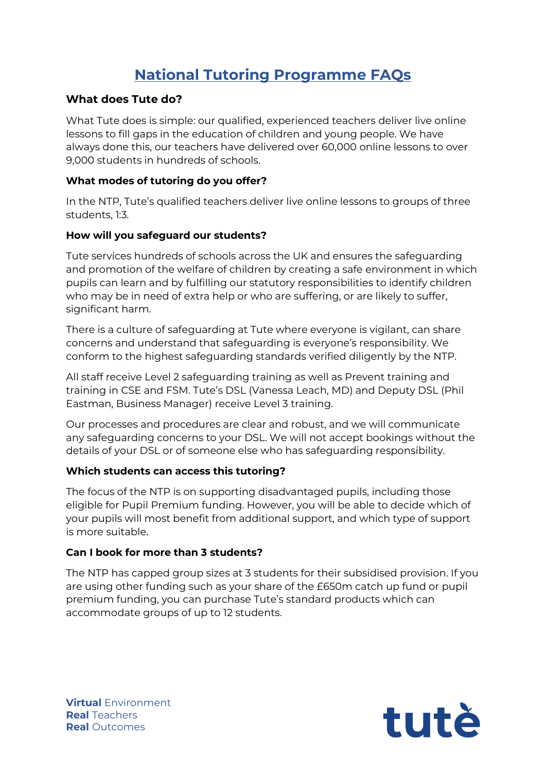# National Tutoring Programme FAQs

### What does Tute do?

What Tute does is simple: our qualified, experienced teachers deliver live online lessons to fill gaps in the education of children and young people. We have always done this, our teachers have delivered over 60,000 online lessons to over 9,000 students in hundreds of schools.

### What modes of tutoring do you offer?

In the NTP, Tute's qualified teachers deliver live online lessons to groups of three students, 1:3.

### How will you safeguard our students?

Tute services hundreds of schools across the UK and ensures the safeguarding and promotion of the welfare of children by creating a safe environment in which pupils can learn and by fulfilling our statutory responsibilities to identify children who may be in need of extra help or who are suffering, or are likely to suffer, significant harm.

There is a culture of safeguarding at Tute where everyone is vigilant, can share concerns and understand that safeguarding is everyone's responsibility. We conform to the highest safeguarding standards verified diligently by the NTP.

All staff receive Level 2 safeguarding training as well as Prevent training and training in CSE and FSM. Tute's DSL (Vanessa Leach, MD) and Deputy DSL (Phil Eastman, Business Manager) receive Level 3 training.

Our processes and procedures are clear and robust, and we will communicate any safeguarding concerns to your DSL. We will not accept bookings without the details of your DSL or of someone else who has safeguarding responsibility.

### Which students can access this tutoring?

The focus of the NTP is on supporting disadvantaged pupils, including those eligible for Pupil Premium funding. However, you will be able to decide which of your pupils will most benefit from additional support, and which type of support is more suitable.

### Can I book for more than 3 students?

The NTP has capped group sizes at 3 students for their subsidised provision. If you are using other funding such as your share of the £650m catch up fund or pupil premium funding, you can purchase Tute's standard products which can accommodate groups of up to 12 students.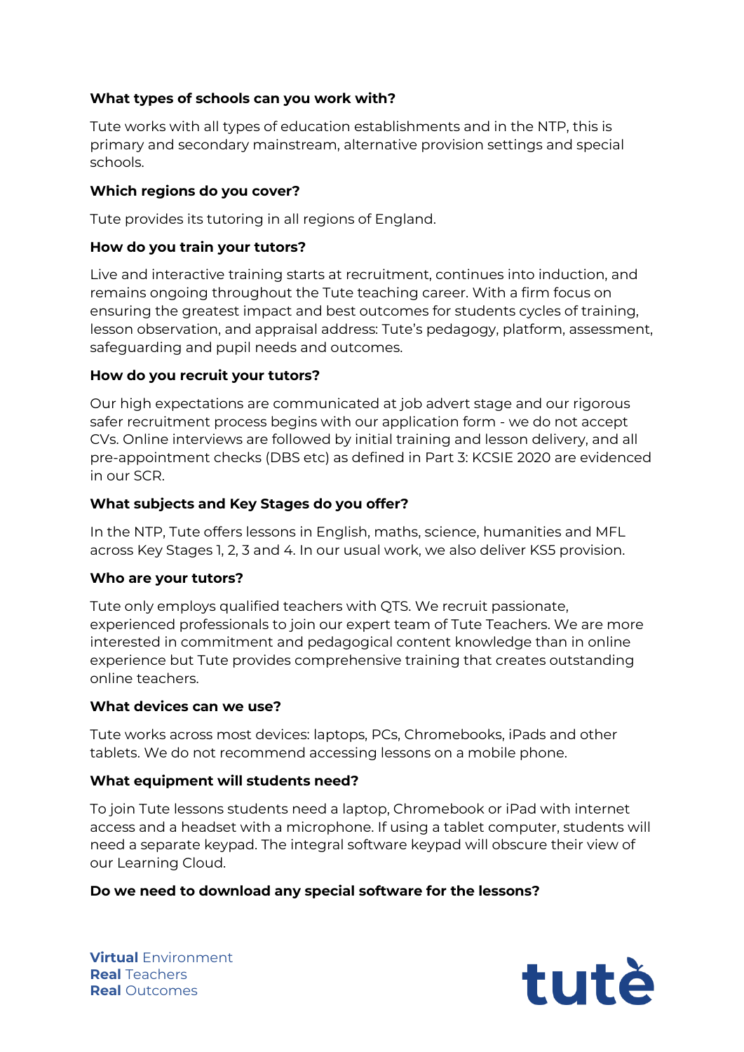**What types of schools can you work with?**

Tute works with all types of education establishments and in the NTP, this is primary and secondary mainstream, alternative provision settings and special schools.

**Which regions do you cover?**

Tute provides its tutoring in all regions of England.

**How do you train your tutors?**

Live and interactive training starts at recruitment, continues into induction, and remains ongoing throughout the Tute teaching career. With a firm focus on ensuring the greatest impact and best outcomes for students cycles of training, lesson observation, and appraisal address: Tute's pedagogy, platform, assessment, safeguarding and pupil needs and outcomes.

**How do you recruit your tutors?**

Our high expectations are communicated at job advert stage and our rigorous safer recruitment process begins with our application form - we do not accept CVs. Online interviews are followed by initial training and lesson delivery, and all pre-appointment checks (DBS etc) as defined in Part 3: KCSIE 2020 are evidenced in our SCR.

**What subjects and Key Stages do you offer?**

In the NTP, Tute offers lessons in English, maths, science, humanities and MFL across Key Stages 1, 2, 3 and 4. In our usual work, we also deliver KS5 provision.

**Who are your tutors?**

Tute only employs qualified teachers with QTS. We recruit passionate, experienced professionals to join our expert team of Tute Teachers. We are more interested in commitment and pedagogical content knowledge than in online experience but Tute provides comprehensive training that creates outstanding online teachers.

**What devices can we use?**

Tute works across most devices: laptops, PCs, Chromebooks, iPads and other tablets. We do not recommend accessing lessons on a mobile phone.

**What equipment will students need?**

To join Tute lessons students need a laptop, Chromebook or iPad with internet access and a headset with a microphone. If using a tablet computer, students will need a separate keypad. The integral software keypad will obscure their view of our Learning Cloud.

**Do we need to download any special software for the lessons?**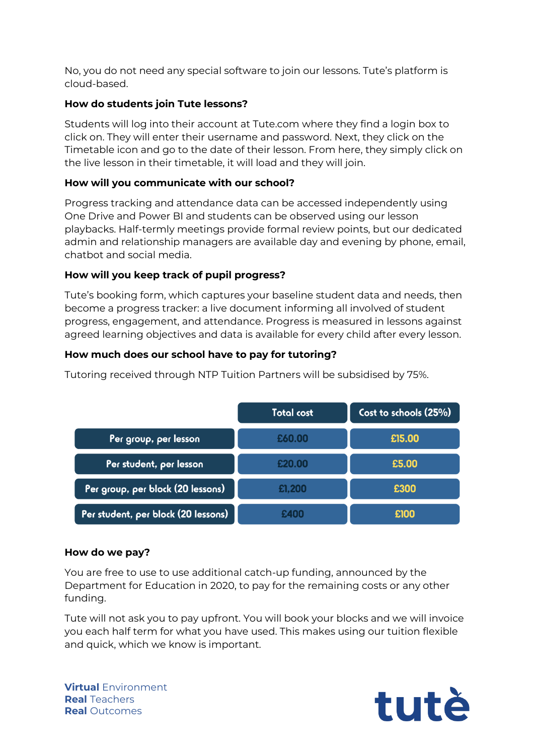No, you do not need any special software to join our lessons. Tute's platform is cloud-based.

**How do students join Tute lessons?**

Students will log into their account at Tute.com where they find a login box to click on. They will enter their username and password. Next, they click on the Timetable icon and go to the date of their lesson. From here, they simply click on the live lesson in their timetable, it will load and they will join.

**How will you communicate with our school?**

Progress tracking and attendance data can be accessed independently using One Drive and Power BI and students can be observed using our lesson playbacks. Half-termly meetings provide formal review points, but our dedicated admin and relationship managers are available day and evening by phone, email, chatbot and social media.

**How will you keep track of pupil progress?**

Tute's booking form, which captures your baseline student data and needs, then become a progress tracker: a live document informing all involved of student progress, engagement, and attendance. Progress is measured in lessons against agreed learning objectives and data is available for every child after every lesson.

**How much does our school have to pay for tutoring?**

Tutoring received through NTP Tuition Partners will be subsidised by 75%.

| | Total cost | Cost to schools (25%) |
|---|---|---|
| Per group, per lesson | £60.00 | £15.00 |
| Per student, per lesson | £20.00 | £5.00 |
| Per group, per block (20 lessons) | £1,200 | £300 |
| Per student, per block (20 lessons) | £400 | £100 |

**How do we pay?**

You are free to use to use additional catch-up funding, announced by the Department for Education in 2020, to pay for the remaining costs or any other funding.

Tute will not ask you to pay upfront. You will book your blocks and we will invoice you each half term for what you have used. This makes using our tuition flexible and quick, which we know is important.

**Virtual** Environment
**Real** Teachers
**Real** Outcomes

tutè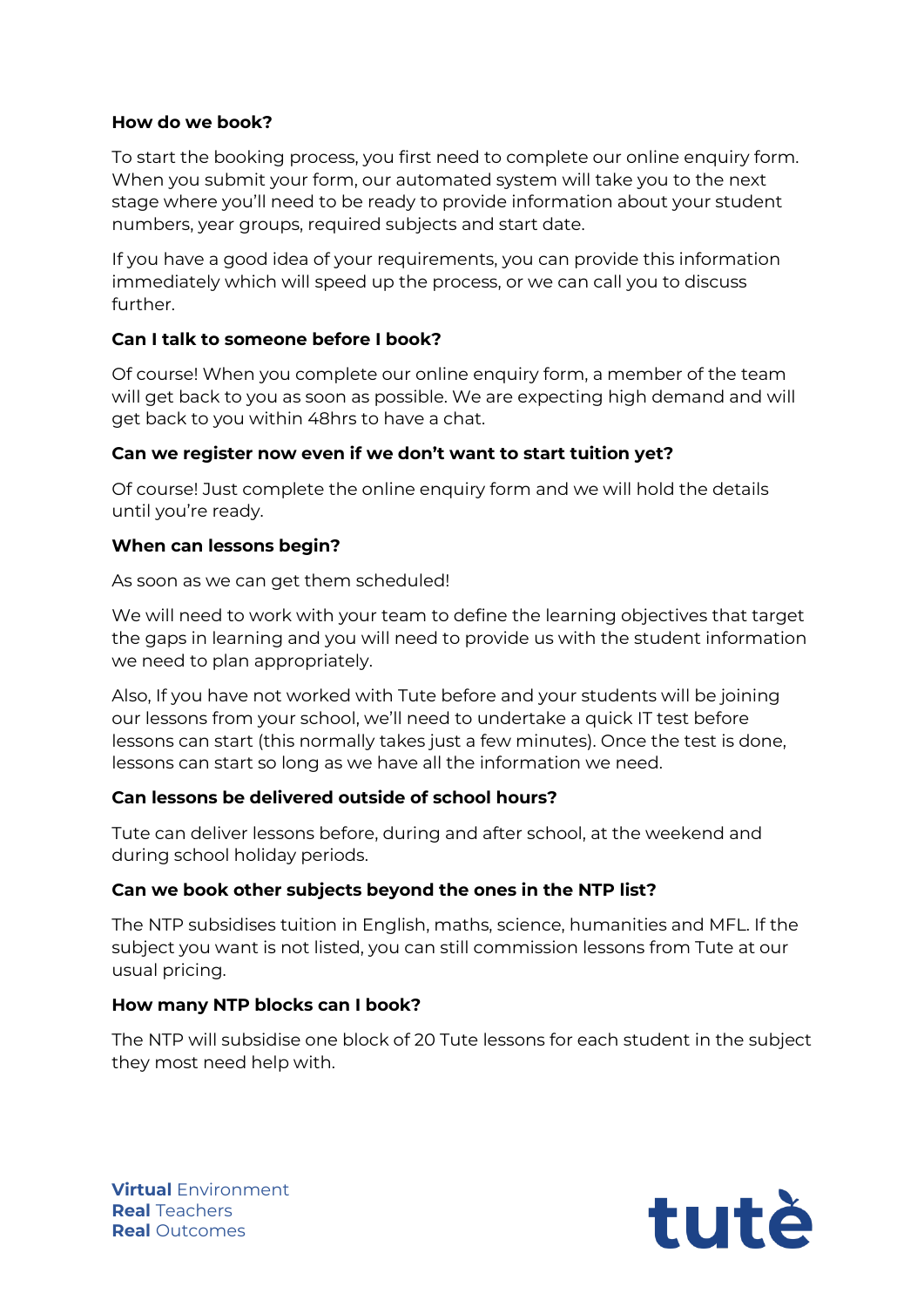**How do we book?**

To start the booking process, you first need to complete our online enquiry form. When you submit your form, our automated system will take you to the next stage where you'll need to be ready to provide information about your student numbers, year groups, required subjects and start date.

If you have a good idea of your requirements, you can provide this information immediately which will speed up the process, or we can call you to discuss further.

**Can I talk to someone before I book?**

Of course! When you complete our online enquiry form, a member of the team will get back to you as soon as possible. We are expecting high demand and will get back to you within 48hrs to have a chat.

**Can we register now even if we don't want to start tuition yet?**

Of course! Just complete the online enquiry form and we will hold the details until you're ready.

**When can lessons begin?**

As soon as we can get them scheduled!

We will need to work with your team to define the learning objectives that target the gaps in learning and you will need to provide us with the student information we need to plan appropriately.

Also, If you have not worked with Tute before and your students will be joining our lessons from your school, we'll need to undertake a quick IT test before lessons can start (this normally takes just a few minutes). Once the test is done, lessons can start so long as we have all the information we need.

**Can lessons be delivered outside of school hours?**

Tute can deliver lessons before, during and after school, at the weekend and during school holiday periods.

**Can we book other subjects beyond the ones in the NTP list?**

The NTP subsidises tuition in English, maths, science, humanities and MFL. If the subject you want is not listed, you can still commission lessons from Tute at our usual pricing.

**How many NTP blocks can I book?**

The NTP will subsidise one block of 20 Tute lessons for each student in the subject they most need help with.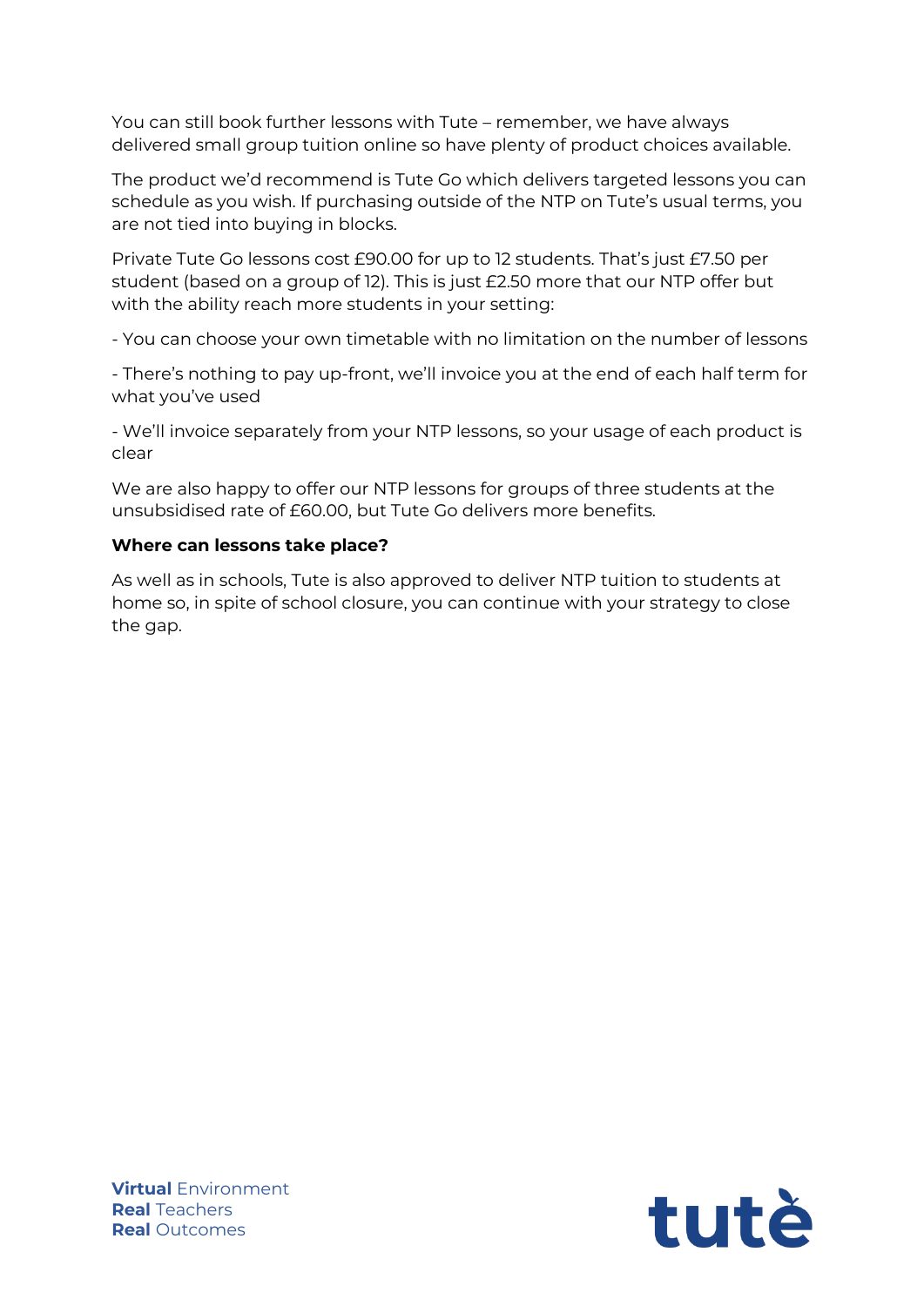You can still book further lessons with Tute – remember, we have always delivered small group tuition online so have plenty of product choices available.

The product we'd recommend is Tute Go which delivers targeted lessons you can schedule as you wish. If purchasing outside of the NTP on Tute's usual terms, you are not tied into buying in blocks.

Private Tute Go lessons cost £90.00 for up to 12 students. That's just £7.50 per student (based on a group of 12). This is just £2.50 more that our NTP offer but with the ability reach more students in your setting:

- You can choose your own timetable with no limitation on the number of lessons

- There's nothing to pay up-front, we'll invoice you at the end of each half term for what you've used

- We'll invoice separately from your NTP lessons, so your usage of each product is clear

We are also happy to offer our NTP lessons for groups of three students at the unsubsidised rate of £60.00, but Tute Go delivers more benefits.

**Where can lessons take place?**

As well as in schools, Tute is also approved to deliver NTP tuition to students at home so, in spite of school closure, you can continue with your strategy to close the gap.